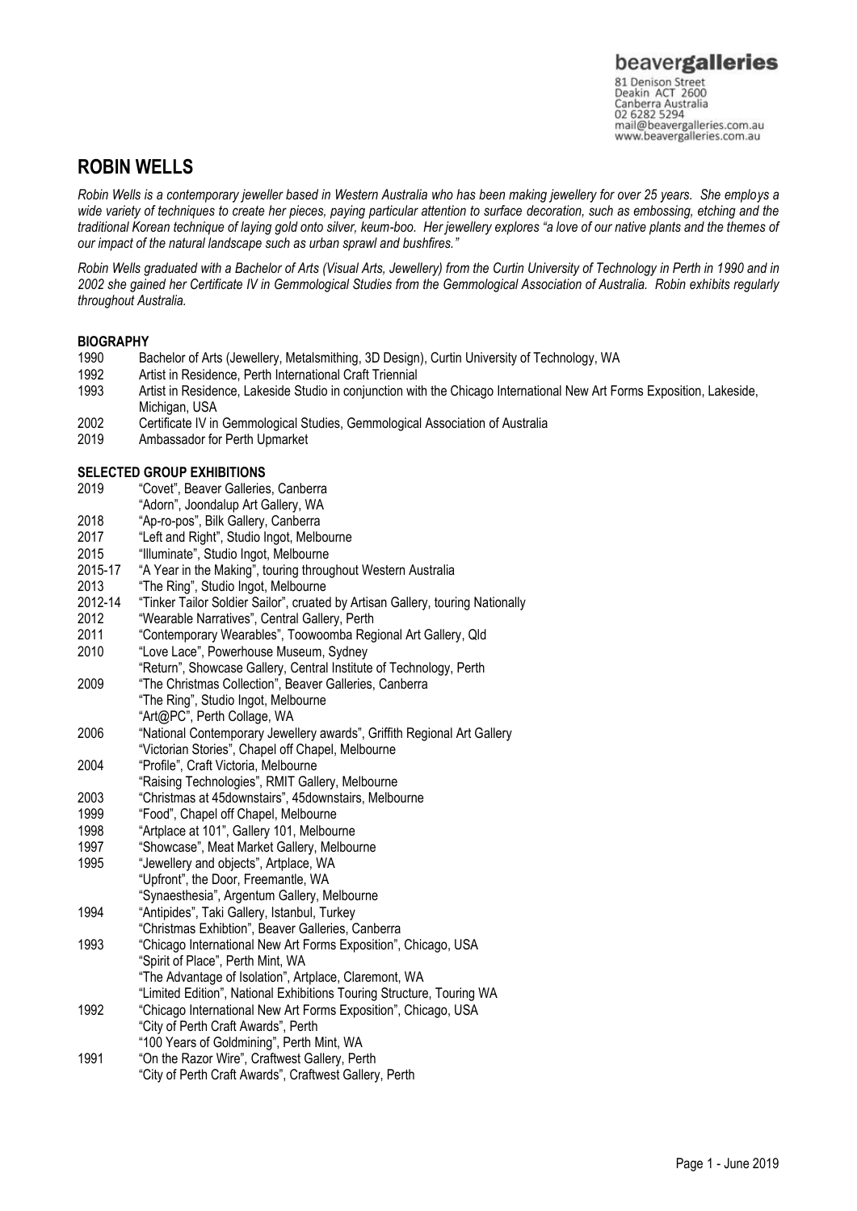beavergalleries
81 Denison Street
Deakin ACT 2600
Canberra Australia
02 6282 5294
mail@beavergalleries.com.au
www.beavergalleries.com.au

# ROBIN WELLS

*Robin Wells is a contemporary jeweller based in Western Australia who has been making jewellery for over 25 years. She employs a wide variety of techniques to create her pieces, paying particular attention to surface decoration, such as embossing, etching and the traditional Korean technique of laying gold onto silver, keum-boo. Her jewellery explores "a love of our native plants and the themes of our impact of the natural landscape such as urban sprawl and bushfires."*

*Robin Wells graduated with a Bachelor of Arts (Visual Arts, Jewellery) from the Curtin University of Technology in Perth in 1990 and in 2002 she gained her Certificate IV in Gemmological Studies from the Gemmological Association of Australia. Robin exhibits regularly throughout Australia.*

## BIOGRAPHY

1990 Bachelor of Arts (Jewellery, Metalsmithing, 3D Design), Curtin University of Technology, WA
1992 Artist in Residence, Perth International Craft Triennial
1993 Artist in Residence, Lakeside Studio in conjunction with the Chicago International New Art Forms Exposition, Lakeside, Michigan, USA
2002 Certificate IV in Gemmological Studies, Gemmological Association of Australia
2019 Ambassador for Perth Upmarket

## SELECTED GROUP EXHIBITIONS

2019 "Covet", Beaver Galleries, Canberra
"Adorn", Joondalup Art Gallery, WA
2018 "Ap-ro-pos", Bilk Gallery, Canberra
2017 "Left and Right", Studio Ingot, Melbourne
2015 "Illuminate", Studio Ingot, Melbourne
2015-17 "A Year in the Making", touring throughout Western Australia
2013 "The Ring", Studio Ingot, Melbourne
2012-14 "Tinker Tailor Soldier Sailor", curated by Artisan Gallery, touring Nationally
2012 "Wearable Narratives", Central Gallery, Perth
2011 "Contemporary Wearables", Toowoomba Regional Art Gallery, Qld
2010 "Love Lace", Powerhouse Museum, Sydney
"Return", Showcase Gallery, Central Institute of Technology, Perth
2009 "The Christmas Collection", Beaver Galleries, Canberra
"The Ring", Studio Ingot, Melbourne
"Art@PC", Perth Collage, WA
2006 "National Contemporary Jewellery awards", Griffith Regional Art Gallery
"Victorian Stories", Chapel off Chapel, Melbourne
2004 "Profile", Craft Victoria, Melbourne
"Raising Technologies", RMIT Gallery, Melbourne
2003 "Christmas at 45downstairs", 45downstairs, Melbourne
1999 "Food", Chapel off Chapel, Melbourne
1998 "Artplace at 101", Gallery 101, Melbourne
1997 "Showcase", Meat Market Gallery, Melbourne
1995 "Jewellery and objects", Artplace, WA
"Upfront", the Door, Freemantle, WA
"Synaesthesia", Argentum Gallery, Melbourne
1994 "Antipides", Taki Gallery, Istanbul, Turkey
"Christmas Exhibtion", Beaver Galleries, Canberra
1993 "Chicago International New Art Forms Exposition", Chicago, USA
"Spirit of Place", Perth Mint, WA
"The Advantage of Isolation", Artplace, Claremont, WA
"Limited Edition", National Exhibitions Touring Structure, Touring WA
1992 "Chicago International New Art Forms Exposition", Chicago, USA
"City of Perth Craft Awards", Perth
"100 Years of Goldmining", Perth Mint, WA
1991 "On the Razor Wire", Craftwest Gallery, Perth
"City of Perth Craft Awards", Craftwest Gallery, Perth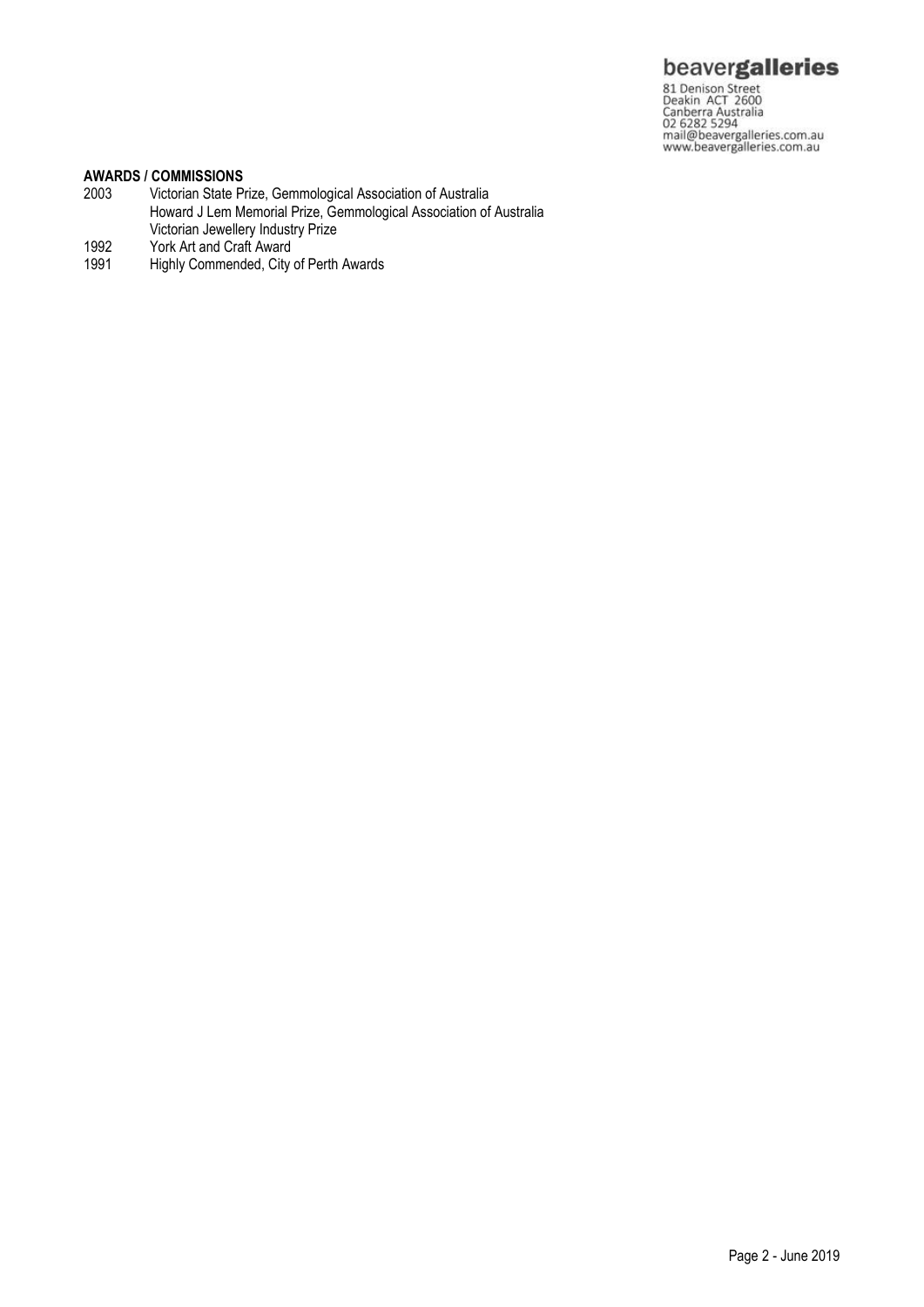**AWARDS / COMMISSIONS**

| | |
|---|---|
| 2003 | Victorian State Prize, Gemmological Association of Australia |
| | Howard J Lem Memorial Prize, Gemmological Association of Australia |
| | Victorian Jewellery Industry Prize |
| 1992 | York Art and Craft Award |
| 1991 | Highly Commended, City of Perth Awards |